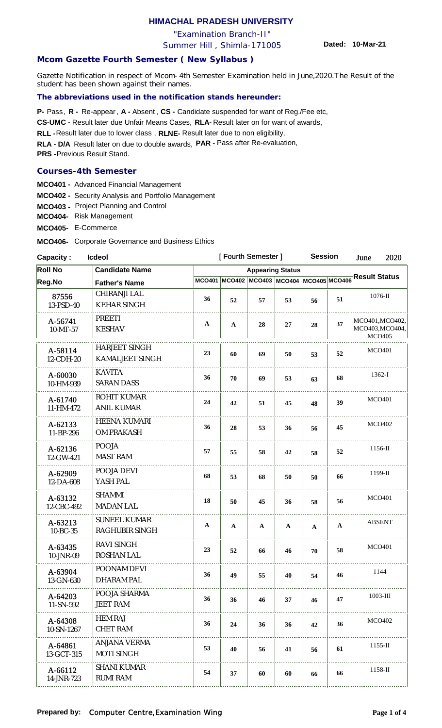# HIMACHAL PRADESH UNIVERSITY

"Examination Branch-II"

Summer Hill , Shimla-171005 **Dated: 10-Mar-21**

## Mcom Gazette Fourth Semester ( New Syllabus )

Gazette Notification in respect of Mcom- 4th Semester Examination held in June,2020.The Result of the student has been shown against their names.

### The abbreviations used in the notification stands hereunder:

**P-** Pass, **R -** Re-appear, **A -** Absent, **CS -** Candidate suspended for want of Reg./Fee etc,
**CS-UMC -** Result later due Unfair Means Cases, **RLA-** Result later on for want of awards,
**RLL -**Result later due to lower class , **RLNE-** Result later due to non eligibility,
**RLA - D/A** Result later on due to double awards, **PAR -** Pass after Re-evaluation,
**PRS -**Previous Result Stand.

### Courses-4th Semester

**MCO401 -** Advanced Financial Management
**MCO402 -** Security Analysis and Portfolio Management
**MCO403 -** Project Planning and Control
**MCO404-** Risk Management
**MCO405-** E-Commerce
**MCO406-** Corporate Governance and Business Ethics

**Capacity :** Icdeol [ Fourth Semester ] **Session** June 2020

| Roll No / Reg.No | Candidate Name / Father's Name | MCO401 | MCO402 | MCO403 | MCO404 | MCO405 | MCO406 | Result Status |
|---|---|---|---|---|---|---|---|---|
| 87556 13-PSD-40 | CHIRANJI LAL KEHAR SINGH | 36 | 52 | 57 | 53 | 56 | 51 | 1076-II |
| A-56741 10-MT-57 | PREETI KESHAV | A | A | 28 | 27 | 28 | 37 | MCO401,MCO402, MCO403,MCO404, MCO405 |
| A-58114 12-CDH-20 | HARJEET SINGH KAMALJEET SINGH | 23 | 60 | 69 | 50 | 53 | 52 | MCO401 |
| A-60030 10-HM-939 | KAVITA SARAN DASS | 36 | 70 | 69 | 53 | 63 | 68 | 1362-I |
| A-61740 11-HM-472 | ROHIT KUMAR ANIL KUMAR | 24 | 42 | 51 | 45 | 48 | 39 | MCO401 |
| A-62133 11-BP-296 | HEENA KUMARI OM PRAKASH | 36 | 28 | 53 | 36 | 56 | 45 | MCO402 |
| A-62136 12-GW-421 | POOJA MAST RAM | 57 | 55 | 58 | 42 | 58 | 52 | 1156-II |
| A-62909 12-DA-608 | POOJA DEVI YASH PAL | 68 | 53 | 68 | 50 | 50 | 66 | 1199-II |
| A-63132 12-CBC-492 | SHAMMI MADAN LAL | 18 | 50 | 45 | 36 | 58 | 56 | MCO401 |
| A-63213 10-BC-35 | SUNEEL KUMAR RAGHUBIR SINGH | A | A | A | A | A | A | ABSENT |
| A-63435 10-JNR-09 | RAVI SINGH ROSHAN LAL | 23 | 52 | 66 | 46 | 70 | 58 | MCO401 |
| A-63904 13-GN-630 | POONAM DEVI DHARAM PAL | 36 | 49 | 55 | 40 | 54 | 46 | 1144 |
| A-64203 11-SN-592 | POOJA SHARMA JEET RAM | 36 | 36 | 46 | 37 | 46 | 47 | 1003-III |
| A-64308 10-SN-1267 | HEM RAJ CHET RAM | 36 | 24 | 36 | 36 | 42 | 36 | MCO402 |
| A-64861 13-GCT-315 | ANJANA VERMA MOTI SINGH | 53 | 40 | 56 | 41 | 56 | 61 | 1155-II |
| A-66112 14-JNR-723 | SHANI KUMAR RUMI RAM | 54 | 37 | 60 | 60 | 66 | 66 | 1158-II |

**Prepared by:** Computer Centre,Examination Wing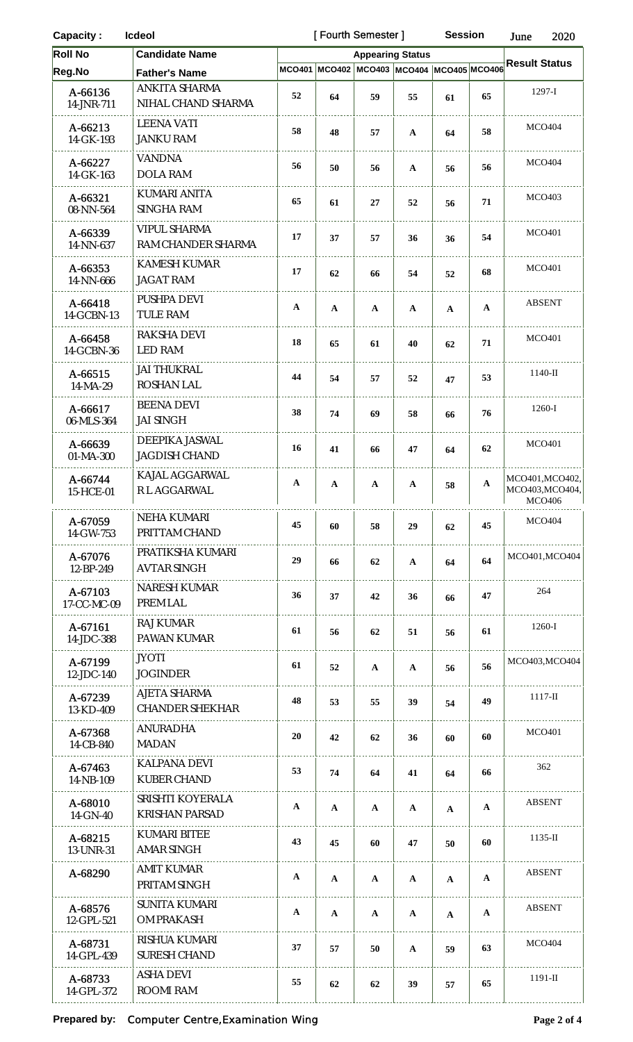**Capacity :** Icdeol [ Fourth Semester ] **Session** June 2020

| Roll No / Reg.No | Candidate Name / Father's Name | MCO401 | MCO402 | MCO403 | MCO404 | MCO405 | MCO406 | Result Status |
|---|---|---|---|---|---|---|---|---|
| | | Appearing Status | | | | | | |
| A-66136<br>14-JNR-711 | ANKITA SHARMA<br>NIHAL CHAND SHARMA | 52 | 64 | 59 | 55 | 61 | 65 | 1297-I |
| A-66213<br>14-GK-193 | LEENA VATI<br>JANKU RAM | 58 | 48 | 57 | A | 64 | 58 | MCO404 |
| A-66227<br>14-GK-163 | VANDNA<br>DOLA RAM | 56 | 50 | 56 | A | 56 | 56 | MCO404 |
| A-66321<br>08-NN-564 | KUMARI ANITA<br>SINGHA RAM | 65 | 61 | 27 | 52 | 56 | 71 | MCO403 |
| A-66339<br>14-NN-637 | VIPUL SHARMA<br>RAM CHANDER SHARMA | 17 | 37 | 57 | 36 | 36 | 54 | MCO401 |
| A-66353<br>14-NN-666 | KAMESH KUMAR<br>JAGAT RAM | 17 | 62 | 66 | 54 | 52 | 68 | MCO401 |
| A-66418<br>14-GCBN-13 | PUSHPA DEVI<br>TULE RAM | A | A | A | A | A | A | ABSENT |
| A-66458<br>14-GCBN-36 | RAKSHA DEVI<br>LED RAM | 18 | 65 | 61 | 40 | 62 | 71 | MCO401 |
| A-66515<br>14-MA-29 | JAI THUKRAL<br>ROSHAN LAL | 44 | 54 | 57 | 52 | 47 | 53 | 1140-II |
| A-66617<br>06-MLS-364 | BEENA DEVI<br>JAI SINGH | 38 | 74 | 69 | 58 | 66 | 76 | 1260-I |
| A-66639<br>01-MA-300 | DEEPIKA JASWAL<br>JAGDISH CHAND | 16 | 41 | 66 | 47 | 64 | 62 | MCO401 |
| A-66744<br>15-HCE-01 | KAJAL AGGARWAL<br>R L AGGARWAL | A | A | A | A | 58 | A | MCO401,MCO402, MCO403,MCO404, MCO406 |
| A-67059<br>14-GW-753 | NEHA KUMARI<br>PRITTAM CHAND | 45 | 60 | 58 | 29 | 62 | 45 | MCO404 |
| A-67076<br>12-BP-249 | PRATIKSHA KUMARI<br>AVTAR SINGH | 29 | 66 | 62 | A | 64 | 64 | MCO401,MCO404 |
| A-67103<br>17-CC-MC-09 | NARESH KUMAR<br>PREM LAL | 36 | 37 | 42 | 36 | 66 | 47 | 264 |
| A-67161<br>14-JDC-388 | RAJ KUMAR<br>PAWAN KUMAR | 61 | 56 | 62 | 51 | 56 | 61 | 1260-I |
| A-67199<br>12-JDC-140 | JYOTI<br>JOGINDER | 61 | 52 | A | A | 56 | 56 | MCO403,MCO404 |
| A-67239<br>13-KD-409 | AJETA SHARMA<br>CHANDER SHEKHAR | 48 | 53 | 55 | 39 | 54 | 49 | 1117-II |
| A-67368<br>14-CB-840 | ANURADHA<br>MADAN | 20 | 42 | 62 | 36 | 60 | 60 | MCO401 |
| A-67463<br>14-NB-109 | KALPANA DEVI<br>KUBER CHAND | 53 | 74 | 64 | 41 | 64 | 66 | 362 |
| A-68010<br>14-GN-40 | SRISHTI KOYERALA<br>KRISHAN PARSAD | A | A | A | A | A | A | ABSENT |
| A-68215<br>13-UNR-31 | KUMARI BITEE<br>AMAR SINGH | 43 | 45 | 60 | 47 | 50 | 60 | 1135-II |
| A-68290 | AMIT KUMAR<br>PRITAM SINGH | A | A | A | A | A | A | ABSENT |
| A-68576<br>12-GPL-521 | SUNITA KUMARI<br>OM PRAKASH | A | A | A | A | A | A | ABSENT |
| A-68731<br>14-GPL-439 | RISHUA KUMARI<br>SURESH CHAND | 37 | 57 | 50 | A | 59 | 63 | MCO404 |
| A-68733<br>14-GPL-372 | ASHA DEVI<br>ROOMI RAM | 55 | 62 | 62 | 39 | 57 | 65 | 1191-II |

**Prepared by:** Computer Centre,Examination Wing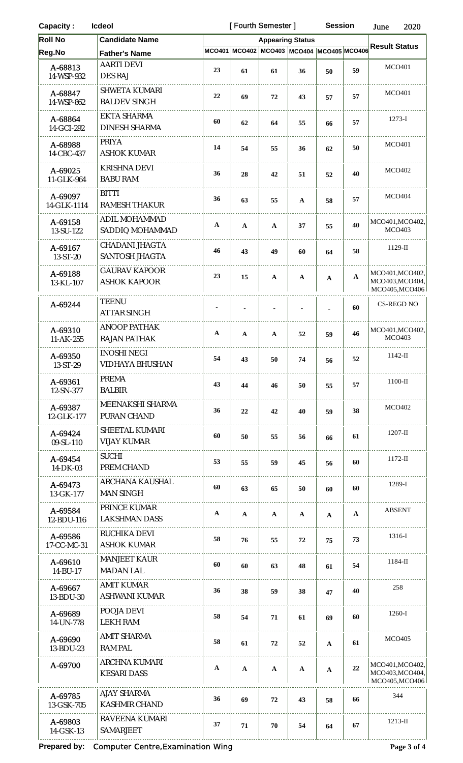| Capacity : | Icdeol | [ Fourth Semester ] | | | Session | June 2020 | | |
|---|---|---|---|---|---|---|---|---|

| Roll No / Reg.No | Candidate Name / Father's Name | Appearing Status | | | | | | Result Status |
|---|---|---|---|---|---|---|---|---|
| | | MCO401 | MCO402 | MCO403 | MCO404 | MCO405 | MCO406 | |
| A-68813 14-WSP-932 | AARTI DEVI DES RAJ | 23 | 61 | 61 | 36 | 50 | 59 | MCO401 |
| A-68847 14-WSP-862 | SHWETA KUMARI BALDEV SINGH | 22 | 69 | 72 | 43 | 57 | 57 | MCO401 |
| A-68864 14-GCI-292 | EKTA SHARMA DINESH SHARMA | 60 | 62 | 64 | 55 | 66 | 57 | 1273-I |
| A-68988 14-CBC-437 | PRIYA ASHOK KUMAR | 14 | 54 | 55 | 36 | 62 | 50 | MCO401 |
| A-69025 11-GLK-964 | KRISHNA DEVI BABU RAM | 36 | 28 | 42 | 51 | 52 | 40 | MCO402 |
| A-69097 14-GLK-1114 | BITTI RAMESH THAKUR | 36 | 63 | 55 | A | 58 | 57 | MCO404 |
| A-69158 13-SU-122 | ADIL MOHAMMAD SADDIQ MOHAMMAD | A | A | A | 37 | 55 | 40 | MCO401,MCO402, MCO403 |
| A-69167 13-ST-20 | CHADANI JHAGTA SANTOSH JHAGTA | 46 | 43 | 49 | 60 | 64 | 58 | 1129-II |
| A-69188 13-KL-107 | GAURAV KAPOOR ASHOK KAPOOR | 23 | 15 | A | A | A | A | MCO401,MCO402, MCO403,MCO404, MCO405,MCO406 |
| A-69244 | TEENU ATTAR SINGH | - | - | - | - | - | 60 | CS-REGD NO |
| A-69310 11-AK-255 | ANOOP PATHAK RAJAN PATHAK | A | A | A | 52 | 59 | 46 | MCO401,MCO402, MCO403 |
| A-69350 13-ST-29 | INOSHI NEGI VIDHAYA BHUSHAN | 54 | 43 | 50 | 74 | 56 | 52 | 1142-II |
| A-69361 12-SN-377 | PREMA BALBIR | 43 | 44 | 46 | 50 | 55 | 57 | 1100-II |
| A-69387 12-GLK-177 | MEENAKSHI SHARMA PURAN CHAND | 36 | 22 | 42 | 40 | 59 | 38 | MCO402 |
| A-69424 09-SL-110 | SHEETAL KUMARI VIJAY KUMAR | 60 | 50 | 55 | 56 | 66 | 61 | 1207-II |
| A-69454 14-DK-03 | SUCHI PREM CHAND | 53 | 55 | 59 | 45 | 56 | 60 | 1172-II |
| A-69473 13-GK-177 | ARCHANA KAUSHAL MAN SINGH | 60 | 63 | 65 | 50 | 60 | 60 | 1289-I |
| A-69584 12-BDU-116 | PRINCE KUMAR LAKSHMAN DASS | A | A | A | A | A | A | ABSENT |
| A-69586 17-CC-MC-31 | RUCHIKA DEVI ASHOK KUMAR | 58 | 76 | 55 | 72 | 75 | 73 | 1316-I |
| A-69610 14-BU-17 | MANJEET KAUR MADAN LAL | 60 | 60 | 63 | 48 | 61 | 54 | 1184-II |
| A-69667 13-BDU-30 | AMIT KUMAR ASHWANI KUMAR | 36 | 38 | 59 | 38 | 47 | 40 | 258 |
| A-69689 14-UN-778 | POOJA DEVI LEKH RAM | 58 | 54 | 71 | 61 | 69 | 60 | 1260-I |
| A-69690 13-BDU-23 | AMIT SHARMA RAM PAL | 58 | 61 | 72 | 52 | A | 61 | MCO405 |
| A-69700 | ARCHNA KUMARI KESARI DASS | A | A | A | A | A | 22 | MCO401,MCO402, MCO403,MCO404, MCO405,MCO406 |
| A-69785 13-GSK-705 | AJAY SHARMA KASHMIR CHAND | 36 | 69 | 72 | 43 | 58 | 66 | 344 |
| A-69803 14-GSK-13 | RAVEENA KUMARI SAMARJEET | 37 | 71 | 70 | 54 | 64 | 67 | 1213-II |

**Prepared by:** Computer Centre,Examination Wing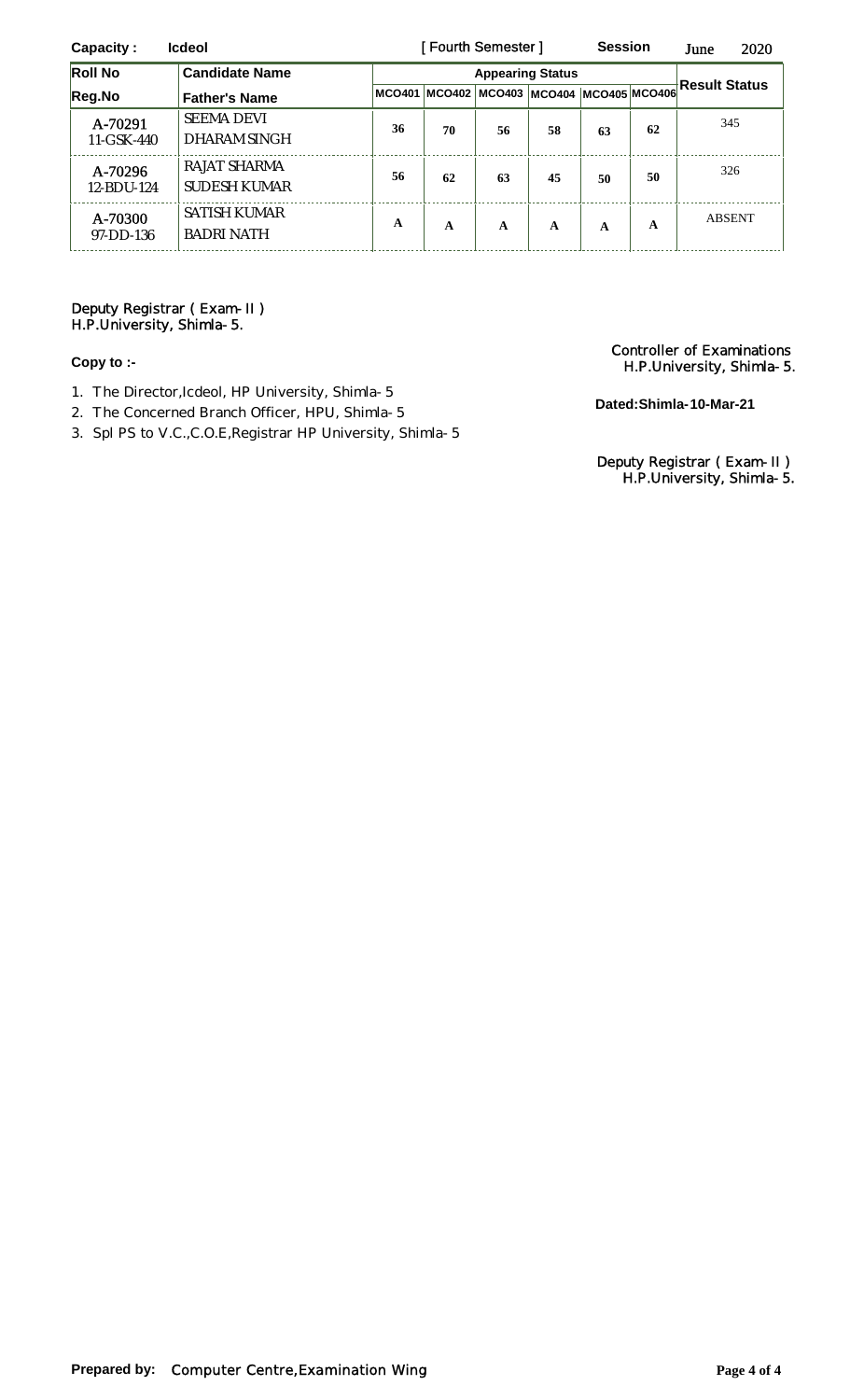Capacity : Icdeol [ Fourth Semester ] Session June 2020

| Roll No / Reg.No | Candidate Name / Father's Name | MCO401 | MCO402 | MCO403 | MCO404 | MCO405 | MCO406 | Result Status |
|---|---|---|---|---|---|---|---|---|
| | | Appearing Status | | | | | | |
| A-70291 11-GSK-440 | SEEMA DEVI DHARAM SINGH | 36 | 70 | 56 | 58 | 63 | 62 | 345 |
| A-70296 12-BDU-124 | RAJAT SHARMA SUDESH KUMAR | 56 | 62 | 63 | 45 | 50 | 50 | 326 |
| A-70300 97-DD-136 | SATISH KUMAR BADRI NATH | A | A | A | A | A | A | ABSENT |

Deputy Registrar ( Exam-II )
H.P.University, Shimla-5.

Controller of Examinations
H.P.University, Shimla-5.

**Copy to :-**

1. The Director,Icdeol, HP University, Shimla-5
2. The Concerned Branch Officer, HPU, Shimla-5
3. Spl PS to V.C.,C.O.E,Registrar HP University, Shimla-5

**Dated:Shimla-10-Mar-21**

Deputy Registrar ( Exam-II )
H.P.University, Shimla-5.

**Prepared by:** Computer Centre,Examination Wing